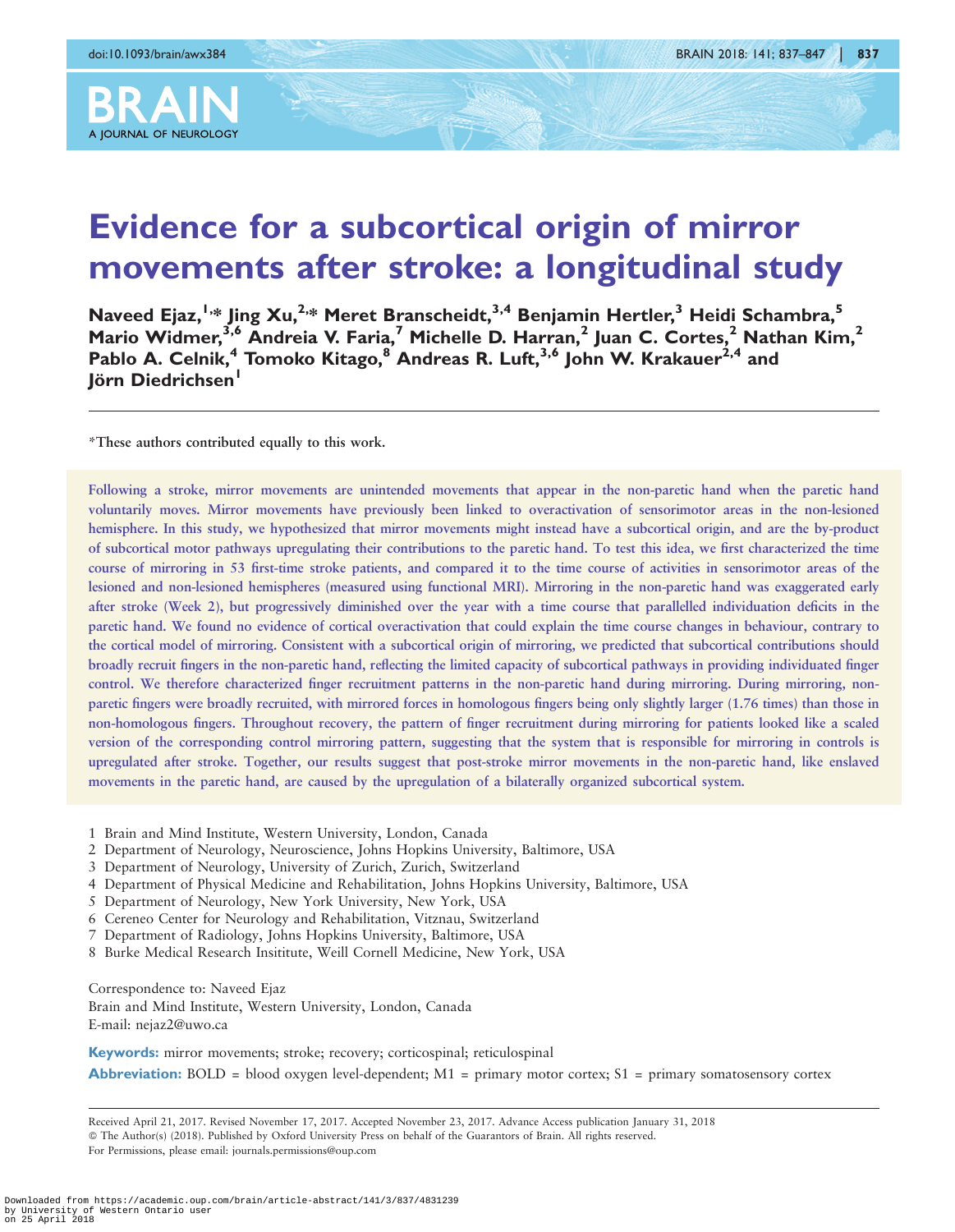# Evidence for a subcortical origin of mirror movements after stroke: a longitudinal study

Naveed Ejaz,[1,*] Jing Xu,[2,*] Meret Branscheidt,[3,4] Benjamin Hertler,[3] Heidi Schambra,[5] Mario Widmer,[3,6] Andreia V. Faria,[7] Michelle D. Harran,[2] Juan C. Cortes,[2] Nathan Kim,[2] Pablo A. Celnik,[4] Tomoko Kitago,[8] Andreas R. Luft,[3,6] John W. Krakauer[2,4] and Jörn Diedrichsen[1]

*These authors contributed equally to this work.

Following a stroke, mirror movements are unintended movements that appear in the non-paretic hand when the paretic hand voluntarily moves. Mirror movements have previously been linked to overactivation of sensorimotor areas in the non-lesioned hemisphere. In this study, we hypothesized that mirror movements might instead have a subcortical origin, and are the by-product of subcortical motor pathways upregulating their contributions to the paretic hand. To test this idea, we first characterized the time course of mirroring in 53 first-time stroke patients, and compared it to the time course of activities in sensorimotor areas of the lesioned and non-lesioned hemispheres (measured using functional MRI). Mirroring in the non-paretic hand was exaggerated early after stroke (Week 2), but progressively diminished over the year with a time course that parallelled individuation deficits in the paretic hand. We found no evidence of cortical overactivation that could explain the time course changes in behaviour, contrary to the cortical model of mirroring. Consistent with a subcortical origin of mirroring, we predicted that subcortical contributions should broadly recruit fingers in the non-paretic hand, reflecting the limited capacity of subcortical pathways in providing individuated finger control. We therefore characterized finger recruitment patterns in the non-paretic hand during mirroring. During mirroring, non-paretic fingers were broadly recruited, with mirrored forces in homologous fingers being only slightly larger (1.76 times) than those in non-homologous fingers. Throughout recovery, the pattern of finger recruitment during mirroring for patients looked like a scaled version of the corresponding control mirroring pattern, suggesting that the system that is responsible for mirroring in controls is upregulated after stroke. Together, our results suggest that post-stroke mirror movements in the non-paretic hand, like enslaved movements in the paretic hand, are caused by the upregulation of a bilaterally organized subcortical system.

1 Brain and Mind Institute, Western University, London, Canada
2 Department of Neurology, Neuroscience, Johns Hopkins University, Baltimore, USA
3 Department of Neurology, University of Zurich, Zurich, Switzerland
4 Department of Physical Medicine and Rehabilitation, Johns Hopkins University, Baltimore, USA
5 Department of Neurology, New York University, New York, USA
6 Cereneo Center for Neurology and Rehabilitation, Vitznau, Switzerland
7 Department of Radiology, Johns Hopkins University, Baltimore, USA
8 Burke Medical Research Insititute, Weill Cornell Medicine, New York, USA

Correspondence to: Naveed Ejaz
Brain and Mind Institute, Western University, London, Canada
E-mail: nejaz2@uwo.ca

**Keywords:** mirror movements; stroke; recovery; corticospinal; reticulospinal

**Abbreviation:** BOLD = blood oxygen level-dependent; M1 = primary motor cortex; S1 = primary somatosensory cortex

Received April 21, 2017. Revised November 17, 2017. Accepted November 23, 2017. Advance Access publication January 31, 2018
© The Author(s) (2018). Published by Oxford University Press on behalf of the Guarantors of Brain. All rights reserved.
For Permissions, please email: journals.permissions@oup.com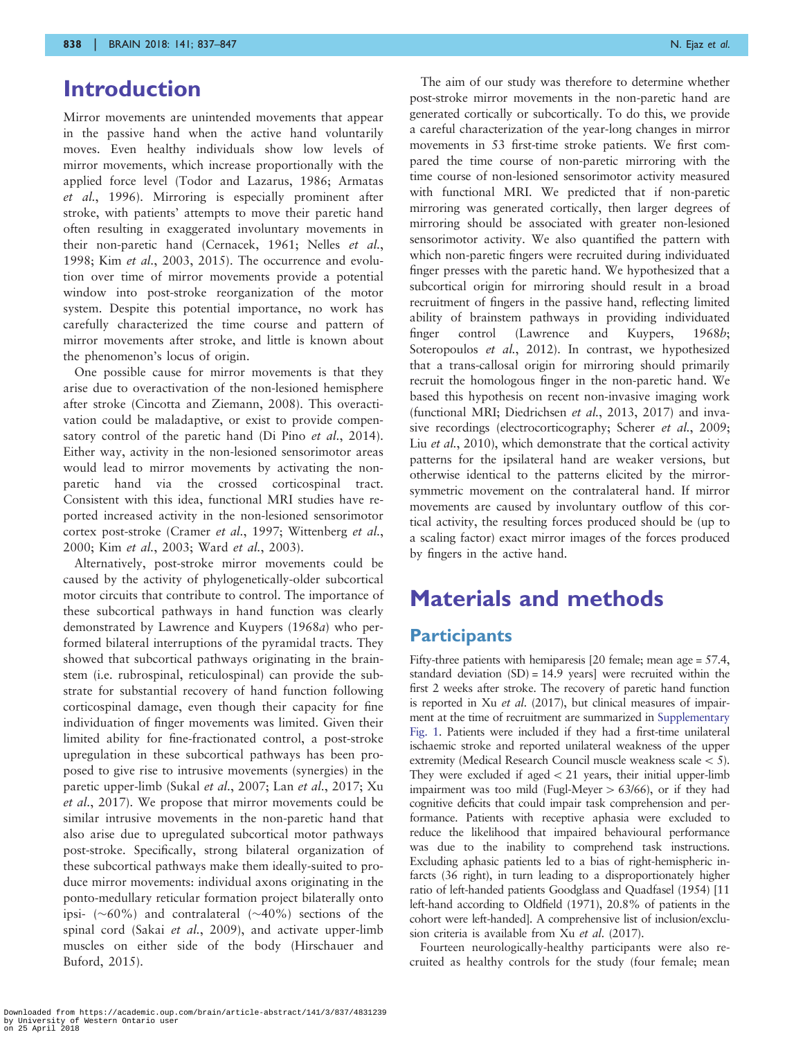# Introduction

Mirror movements are unintended movements that appear in the passive hand when the active hand voluntarily moves. Even healthy individuals show low levels of mirror movements, which increase proportionally with the applied force level (Todor and Lazarus, 1986; Armatas *et al.*, 1996). Mirroring is especially prominent after stroke, with patients' attempts to move their paretic hand often resulting in exaggerated involuntary movements in their non-paretic hand (Cernacek, 1961; Nelles *et al.*, 1998; Kim *et al.*, 2003, 2015). The occurrence and evolution over time of mirror movements provide a potential window into post-stroke reorganization of the motor system. Despite this potential importance, no work has carefully characterized the time course and pattern of mirror movements after stroke, and little is known about the phenomenon's locus of origin.

One possible cause for mirror movements is that they arise due to overactivation of the non-lesioned hemisphere after stroke (Cincotta and Ziemann, 2008). This overactivation could be maladaptive, or exist to provide compensatory control of the paretic hand (Di Pino *et al.*, 2014). Either way, activity in the non-lesioned sensorimotor areas would lead to mirror movements by activating the non-paretic hand via the crossed corticospinal tract. Consistent with this idea, functional MRI studies have reported increased activity in the non-lesioned sensorimotor cortex post-stroke (Cramer *et al.*, 1997; Wittenberg *et al.*, 2000; Kim *et al.*, 2003; Ward *et al.*, 2003).

Alternatively, post-stroke mirror movements could be caused by the activity of phylogenetically-older subcortical motor circuits that contribute to control. The importance of these subcortical pathways in hand function was clearly demonstrated by Lawrence and Kuypers (1968*a*) who performed bilateral interruptions of the pyramidal tracts. They showed that subcortical pathways originating in the brainstem (i.e. rubrospinal, reticulospinal) can provide the substrate for substantial recovery of hand function following corticospinal damage, even though their capacity for fine individuation of finger movements was limited. Given their limited ability for fine-fractionated control, a post-stroke upregulation in these subcortical pathways has been proposed to give rise to intrusive movements (synergies) in the paretic upper-limb (Sukal *et al.*, 2007; Lan *et al.*, 2017; Xu *et al.*, 2017). We propose that mirror movements could be similar intrusive movements in the non-paretic hand that also arise due to upregulated subcortical motor pathways post-stroke. Specifically, strong bilateral organization of these subcortical pathways make them ideally-suited to produce mirror movements: individual axons originating in the ponto-medullary reticular formation project bilaterally onto ipsi- (~60%) and contralateral (~40%) sections of the spinal cord (Sakai *et al.*, 2009), and activate upper-limb muscles on either side of the body (Hirschauer and Buford, 2015).

The aim of our study was therefore to determine whether post-stroke mirror movements in the non-paretic hand are generated cortically or subcortically. To do this, we provide a careful characterization of the year-long changes in mirror movements in 53 first-time stroke patients. We first compared the time course of non-paretic mirroring with the time course of non-lesioned sensorimotor activity measured with functional MRI. We predicted that if non-paretic mirroring was generated cortically, then larger degrees of mirroring should be associated with greater non-lesioned sensorimotor activity. We also quantified the pattern with which non-paretic fingers were recruited during individuated finger presses with the paretic hand. We hypothesized that a subcortical origin for mirroring should result in a broad recruitment of fingers in the passive hand, reflecting limited ability of brainstem pathways in providing individuated finger control (Lawrence and Kuypers, 1968*b*; Soteropoulos *et al.*, 2012). In contrast, we hypothesized that a trans-callosal origin for mirroring should primarily recruit the homologous finger in the non-paretic hand. We based this hypothesis on recent non-invasive imaging work (functional MRI; Diedrichsen *et al.*, 2013, 2017) and invasive recordings (electrocorticography; Scherer *et al.*, 2009; Liu *et al.*, 2010), which demonstrate that the cortical activity patterns for the ipsilateral hand are weaker versions, but otherwise identical to the patterns elicited by the mirror-symmetric movement on the contralateral hand. If mirror movements are caused by involuntary outflow of this cortical activity, the resulting forces produced should be (up to a scaling factor) exact mirror images of the forces produced by fingers in the active hand.

# Materials and methods

## Participants

Fifty-three patients with hemiparesis [20 female; mean age = 57.4, standard deviation (SD) = 14.9 years] were recruited within the first 2 weeks after stroke. The recovery of paretic hand function is reported in Xu *et al.* (2017), but clinical measures of impairment at the time of recruitment are summarized in Supplementary Fig. 1. Patients were included if they had a first-time unilateral ischaemic stroke and reported unilateral weakness of the upper extremity (Medical Research Council muscle weakness scale < 5). They were excluded if aged < 21 years, their initial upper-limb impairment was too mild (Fugl-Meyer > 63/66), or if they had cognitive deficits that could impair task comprehension and performance. Patients with receptive aphasia were excluded to reduce the likelihood that impaired behavioural performance was due to the inability to comprehend task instructions. Excluding aphasic patients led to a bias of right-hemispheric infarcts (36 right), in turn leading to a disproportionately higher ratio of left-handed patients Goodglass and Quadfasel (1954) [11 left-hand according to Oldfield (1971), 20.8% of patients in the cohort were left-handed]. A comprehensive list of inclusion/exclusion criteria is available from Xu *et al.* (2017).

Fourteen neurologically-healthy participants were also recruited as healthy controls for the study (four female; mean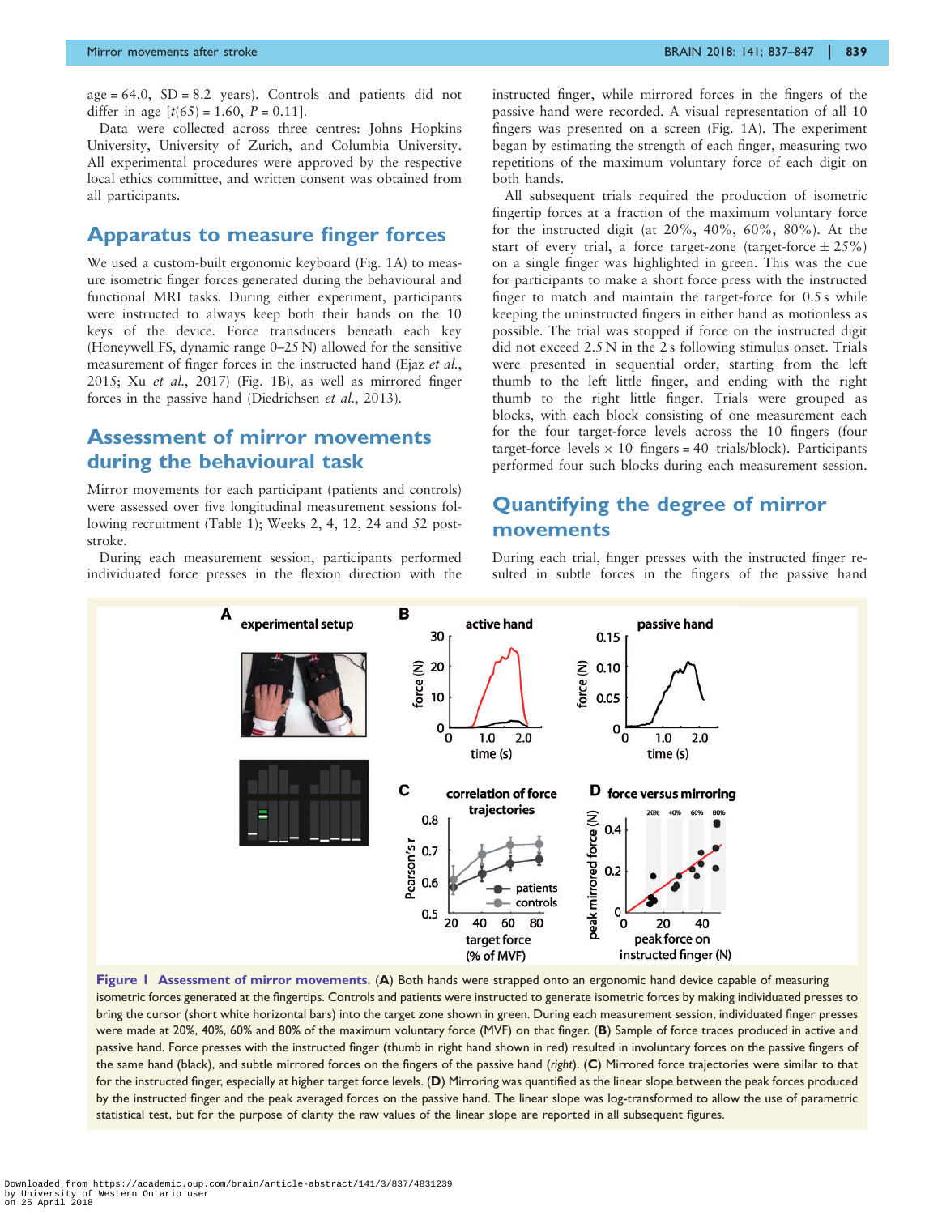age = 64.0, SD = 8.2 years). Controls and patients did not differ in age [$t(65) = 1.60$, $P = 0.11$].

Data were collected across three centres: Johns Hopkins University, University of Zurich, and Columbia University. All experimental procedures were approved by the respective local ethics committee, and written consent was obtained from all participants.

## Apparatus to measure finger forces

We used a custom-built ergonomic keyboard (Fig. 1A) to measure isometric finger forces generated during the behavioural and functional MRI tasks. During either experiment, participants were instructed to always keep both their hands on the 10 keys of the device. Force transducers beneath each key (Honeywell FS, dynamic range 0–25 N) allowed for the sensitive measurement of finger forces in the instructed hand (Ejaz *et al.*, 2015; Xu *et al.*, 2017) (Fig. 1B), as well as mirrored finger forces in the passive hand (Diedrichsen *et al.*, 2013).

## Assessment of mirror movements during the behavioural task

Mirror movements for each participant (patients and controls) were assessed over five longitudinal measurement sessions following recruitment (Table 1); Weeks 2, 4, 12, 24 and 52 post-stroke.

During each measurement session, participants performed individuated force presses in the flexion direction with the instructed finger, while mirrored forces in the fingers of the passive hand were recorded. A visual representation of all 10 fingers was presented on a screen (Fig. 1A). The experiment began by estimating the strength of each finger, measuring two repetitions of the maximum voluntary force of each digit on both hands.

All subsequent trials required the production of isometric fingertip forces at a fraction of the maximum voluntary force for the instructed digit (at 20%, 40%, 60%, 80%). At the start of every trial, a force target-zone (target-force ± 25%) on a single finger was highlighted in green. This was the cue for participants to make a short force press with the instructed finger to match and maintain the target-force for 0.5 s while keeping the uninstructed fingers in either hand as motionless as possible. The trial was stopped if force on the instructed digit did not exceed 2.5 N in the 2 s following stimulus onset. Trials were presented in sequential order, starting from the left thumb to the left little finger, and ending with the right thumb to the right little finger. Trials were grouped as blocks, with each block consisting of one measurement each for the four target-force levels across the 10 fingers (four target-force levels × 10 fingers = 40 trials/block). Participants performed four such blocks during each measurement session.

## Quantifying the degree of mirror movements

During each trial, finger presses with the instructed finger resulted in subtle forces in the fingers of the passive hand

**Figure 1 Assessment of mirror movements.** (**A**) Both hands were strapped onto an ergonomic hand device capable of measuring isometric forces generated at the fingertips. Controls and patients were instructed to generate isometric forces by making individuated presses to bring the cursor (short white horizontal bars) into the target zone shown in green. During each measurement session, individuated finger presses were made at 20%, 40%, 60% and 80% of the maximum voluntary force (MVF) on that finger. (**B**) Sample of force traces produced in active and passive hand. Force presses with the instructed finger (thumb in right hand shown in red) resulted in involuntary forces on the passive fingers of the same hand (black), and subtle mirrored forces on the fingers of the passive hand (*right*). (**C**) Mirrored force trajectories were similar to that for the instructed finger, especially at higher target force levels. (**D**) Mirroring was quantified as the linear slope between the peak forces produced by the instructed finger and the peak averaged forces on the passive hand. The linear slope was log-transformed to allow the use of parametric statistical test, but for the purpose of clarity the raw values of the linear slope are reported in all subsequent figures.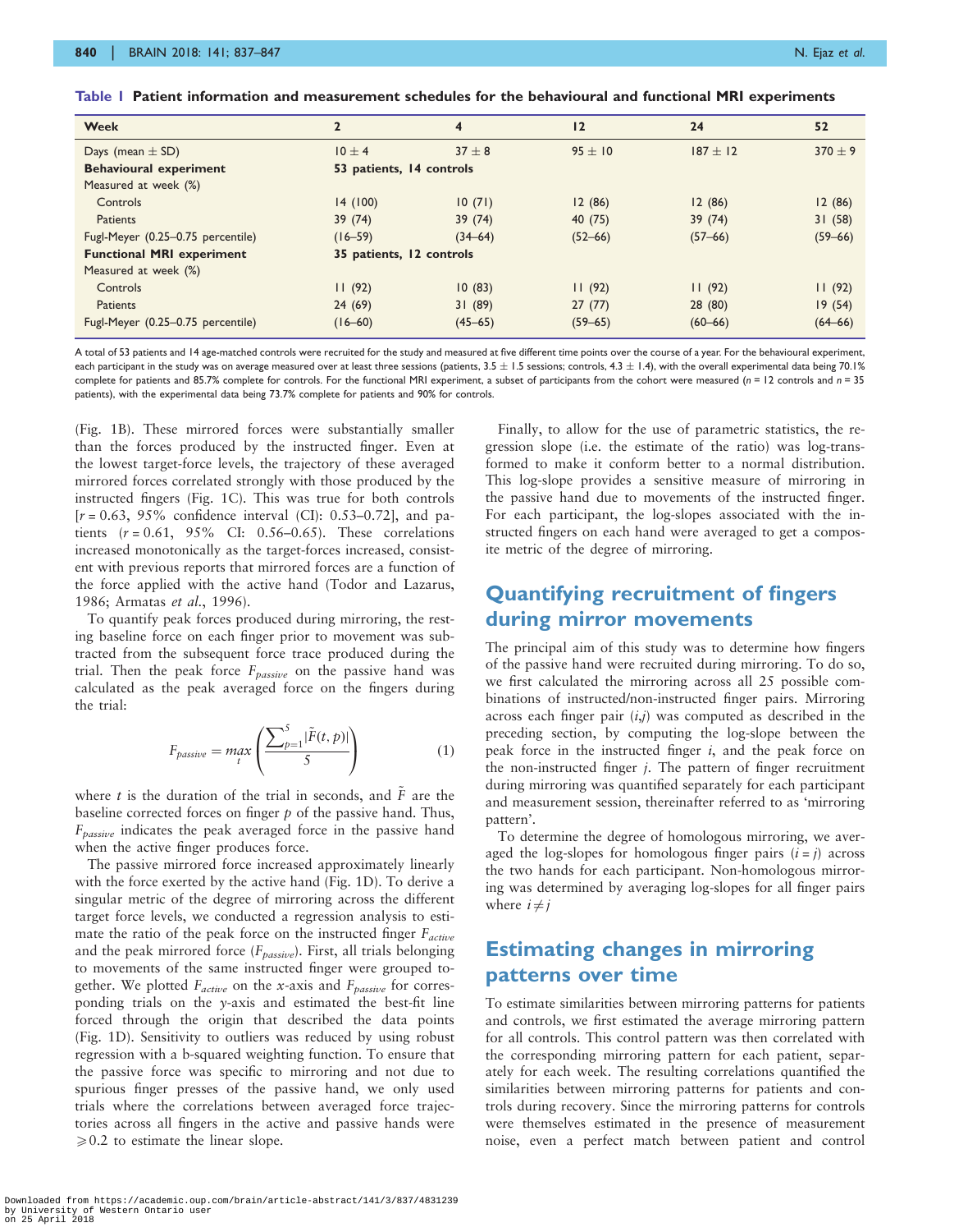**Table 1 Patient information and measurement schedules for the behavioural and functional MRI experiments**

| Week | 2 | 4 | 12 | 24 | 52 |
|---|---|---|---|---|---|
| Days (mean ± SD) | 10 ± 4 | 37 ± 8 | 95 ± 10 | 187 ± 12 | 370 ± 9 |
| **Behavioural experiment** | **53 patients, 14 controls** | | | | |
| Measured at week (%) | | | | | |
| Controls | 14 (100) | 10 (71) | 12 (86) | 12 (86) | 12 (86) |
| Patients | 39 (74) | 39 (74) | 40 (75) | 39 (74) | 31 (58) |
| Fugl-Meyer (0.25–0.75 percentile) | (16–59) | (34–64) | (52–66) | (57–66) | (59–66) |
| **Functional MRI experiment** | **35 patients, 12 controls** | | | | |
| Measured at week (%) | | | | | |
| Controls | 11 (92) | 10 (83) | 11 (92) | 11 (92) | 11 (92) |
| Patients | 24 (69) | 31 (89) | 27 (77) | 28 (80) | 19 (54) |
| Fugl-Meyer (0.25–0.75 percentile) | (16–60) | (45–65) | (59–65) | (60–66) | (64–66) |

A total of 53 patients and 14 age-matched controls were recruited for the study and measured at five different time points over the course of a year. For the behavioural experiment, each participant in the study was on average measured over at least three sessions (patients, 3.5 ± 1.5 sessions; controls, 4.3 ± 1.4), with the overall experimental data being 70.1% complete for patients and 85.7% complete for controls. For the functional MRI experiment, a subset of participants from the cohort were measured ($n$ = 12 controls and $n$ = 35 patients), with the experimental data being 73.7% complete for patients and 90% for controls.

(Fig. 1B). These mirrored forces were substantially smaller than the forces produced by the instructed finger. Even at the lowest target-force levels, the trajectory of these averaged mirrored forces correlated strongly with those produced by the instructed fingers (Fig. 1C). This was true for both controls [$r$ = 0.63, 95% confidence interval (CI): 0.53–0.72], and patients ($r$ = 0.61, 95% CI: 0.56–0.65). These correlations increased monotonically as the target-forces increased, consistent with previous reports that mirrored forces are a function of the force applied with the active hand (Todor and Lazarus, 1986; Armatas *et al.*, 1996).

To quantify peak forces produced during mirroring, the resting baseline force on each finger prior to movement was subtracted from the subsequent force trace produced during the trial. Then the peak force $F_{passive}$ on the passive hand was calculated as the peak averaged force on the fingers during the trial:

$$F_{passive} = \max_{t}\left(\frac{\sum_{p=1}^{5}|\tilde{F}(t,p)|}{5}\right) \quad (1)$$

where $t$ is the duration of the trial in seconds, and $\tilde{F}$ are the baseline corrected forces on finger $p$ of the passive hand. Thus, $F_{passive}$ indicates the peak averaged force in the passive hand when the active finger produces force.

The passive mirrored force increased approximately linearly with the force exerted by the active hand (Fig. 1D). To derive a singular metric of the degree of mirroring across the different target force levels, we conducted a regression analysis to estimate the ratio of the peak force on the instructed finger $F_{active}$ and the peak mirrored force ($F_{passive}$). First, all trials belonging to movements of the same instructed finger were grouped together. We plotted $F_{active}$ on the $x$-axis and $F_{passive}$ for corresponding trials on the $y$-axis and estimated the best-fit line forced through the origin that described the data points (Fig. 1D). Sensitivity to outliers was reduced by using robust regression with a b-squared weighting function. To ensure that the passive force was specific to mirroring and not due to spurious finger presses of the passive hand, we only used trials where the correlations between averaged force trajectories across all fingers in the active and passive hands were $\geqslant$0.2 to estimate the linear slope.

Finally, to allow for the use of parametric statistics, the regression slope (i.e. the estimate of the ratio) was log-transformed to make it conform better to a normal distribution. This log-slope provides a sensitive measure of mirroring in the passive hand due to movements of the instructed finger. For each participant, the log-slopes associated with the instructed fingers on each hand were averaged to get a composite metric of the degree of mirroring.

## Quantifying recruitment of fingers during mirror movements

The principal aim of this study was to determine how fingers of the passive hand were recruited during mirroring. To do so, we first calculated the mirroring across all 25 possible combinations of instructed/non-instructed finger pairs. Mirroring across each finger pair ($i$,$j$) was computed as described in the preceding section, by computing the log-slope between the peak force in the instructed finger $i$, and the peak force on the non-instructed finger $j$. The pattern of finger recruitment during mirroring was quantified separately for each participant and measurement session, thereinafter referred to as 'mirroring pattern'.

To determine the degree of homologous mirroring, we averaged the log-slopes for homologous finger pairs ($i = j$) across the two hands for each participant. Non-homologous mirroring was determined by averaging log-slopes for all finger pairs where $i \neq j$

## Estimating changes in mirroring patterns over time

To estimate similarities between mirroring patterns for patients and controls, we first estimated the average mirroring pattern for all controls. This control pattern was then correlated with the corresponding mirroring pattern for each patient, separately for each week. The resulting correlations quantified the similarities between mirroring patterns for patients and controls during recovery. Since the mirroring patterns for controls were themselves estimated in the presence of measurement noise, even a perfect match between patient and control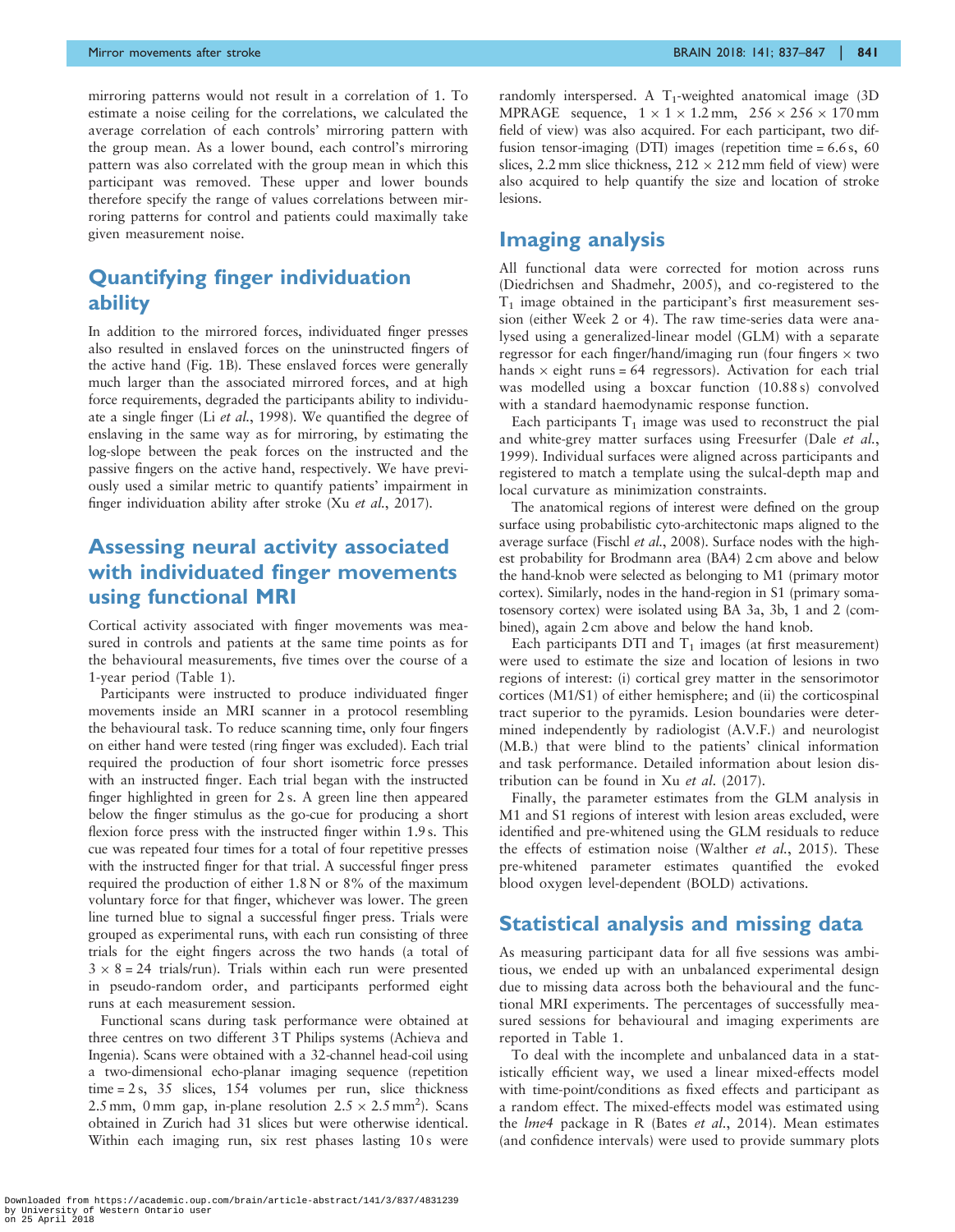mirroring patterns would not result in a correlation of 1. To estimate a noise ceiling for the correlations, we calculated the average correlation of each controls' mirroring pattern with the group mean. As a lower bound, each control's mirroring pattern was also correlated with the group mean in which this participant was removed. These upper and lower bounds therefore specify the range of values correlations between mirroring patterns for control and patients could maximally take given measurement noise.

## Quantifying finger individuation ability

In addition to the mirrored forces, individuated finger presses also resulted in enslaved forces on the uninstructed fingers of the active hand (Fig. 1B). These enslaved forces were generally much larger than the associated mirrored forces, and at high force requirements, degraded the participants ability to individuate a single finger (Li *et al.*, 1998). We quantified the degree of enslaving in the same way as for mirroring, by estimating the log-slope between the peak forces on the instructed and the passive fingers on the active hand, respectively. We have previously used a similar metric to quantify patients' impairment in finger individuation ability after stroke (Xu *et al.*, 2017).

## Assessing neural activity associated with individuated finger movements using functional MRI

Cortical activity associated with finger movements was measured in controls and patients at the same time points as for the behavioural measurements, five times over the course of a 1-year period (Table 1).

Participants were instructed to produce individuated finger movements inside an MRI scanner in a protocol resembling the behavioural task. To reduce scanning time, only four fingers on either hand were tested (ring finger was excluded). Each trial required the production of four short isometric force presses with an instructed finger. Each trial began with the instructed finger highlighted in green for 2 s. A green line then appeared below the finger stimulus as the go-cue for producing a short flexion force press with the instructed finger within 1.9 s. This cue was repeated four times for a total of four repetitive presses with the instructed finger for that trial. A successful finger press required the production of either 1.8 N or 8% of the maximum voluntary force for that finger, whichever was lower. The green line turned blue to signal a successful finger press. Trials were grouped as experimental runs, with each run consisting of three trials for the eight fingers across the two hands (a total of $3 \times 8 = 24$ trials/run). Trials within each run were presented in pseudo-random order, and participants performed eight runs at each measurement session.

Functional scans during task performance were obtained at three centres on two different 3 T Philips systems (Achieva and Ingenia). Scans were obtained with a 32-channel head-coil using a two-dimensional echo-planar imaging sequence (repetition time = 2 s, 35 slices, 154 volumes per run, slice thickness 2.5 mm, 0 mm gap, in-plane resolution $2.5 \times 2.5\,\text{mm}^2$). Scans obtained in Zurich had 31 slices but were otherwise identical. Within each imaging run, six rest phases lasting 10 s were randomly interspersed. A $T_1$-weighted anatomical image (3D MPRAGE sequence, $1 \times 1 \times 1.2$ mm, $256 \times 256 \times 170$ mm field of view) was also acquired. For each participant, two diffusion tensor-imaging (DTI) images (repetition time = 6.6 s, 60 slices, 2.2 mm slice thickness, $212 \times 212$ mm field of view) were also acquired to help quantify the size and location of stroke lesions.

## Imaging analysis

All functional data were corrected for motion across runs (Diedrichsen and Shadmehr, 2005), and co-registered to the $T_1$ image obtained in the participant's first measurement session (either Week 2 or 4). The raw time-series data were analysed using a generalized-linear model (GLM) with a separate regressor for each finger/hand/imaging run (four fingers $\times$ two hands $\times$ eight runs = 64 regressors). Activation for each trial was modelled using a boxcar function (10.88 s) convolved with a standard haemodynamic response function.

Each participants $T_1$ image was used to reconstruct the pial and white-grey matter surfaces using Freesurfer (Dale *et al.*, 1999). Individual surfaces were aligned across participants and registered to match a template using the sulcal-depth map and local curvature as minimization constraints.

The anatomical regions of interest were defined on the group surface using probabilistic cyto-architectonic maps aligned to the average surface (Fischl *et al.*, 2008). Surface nodes with the highest probability for Brodmann area (BA4) 2 cm above and below the hand-knob were selected as belonging to M1 (primary motor cortex). Similarly, nodes in the hand-region in S1 (primary somatosensory cortex) were isolated using BA 3a, 3b, 1 and 2 (combined), again 2 cm above and below the hand knob.

Each participants DTI and $T_1$ images (at first measurement) were used to estimate the size and location of lesions in two regions of interest: (i) cortical grey matter in the sensorimotor cortices (M1/S1) of either hemisphere; and (ii) the corticospinal tract superior to the pyramids. Lesion boundaries were determined independently by radiologist (A.V.F.) and neurologist (M.B.) that were blind to the patients' clinical information and task performance. Detailed information about lesion distribution can be found in Xu *et al.* (2017).

Finally, the parameter estimates from the GLM analysis in M1 and S1 regions of interest with lesion areas excluded, were identified and pre-whitened using the GLM residuals to reduce the effects of estimation noise (Walther *et al.*, 2015). These pre-whitened parameter estimates quantified the evoked blood oxygen level-dependent (BOLD) activations.

## Statistical analysis and missing data

As measuring participant data for all five sessions was ambitious, we ended up with an unbalanced experimental design due to missing data across both the behavioural and the functional MRI experiments. The percentages of successfully measured sessions for behavioural and imaging experiments are reported in Table 1.

To deal with the incomplete and unbalanced data in a statistically efficient way, we used a linear mixed-effects model with time-point/conditions as fixed effects and participant as a random effect. The mixed-effects model was estimated using the *lme4* package in R (Bates *et al.*, 2014). Mean estimates (and confidence intervals) were used to provide summary plots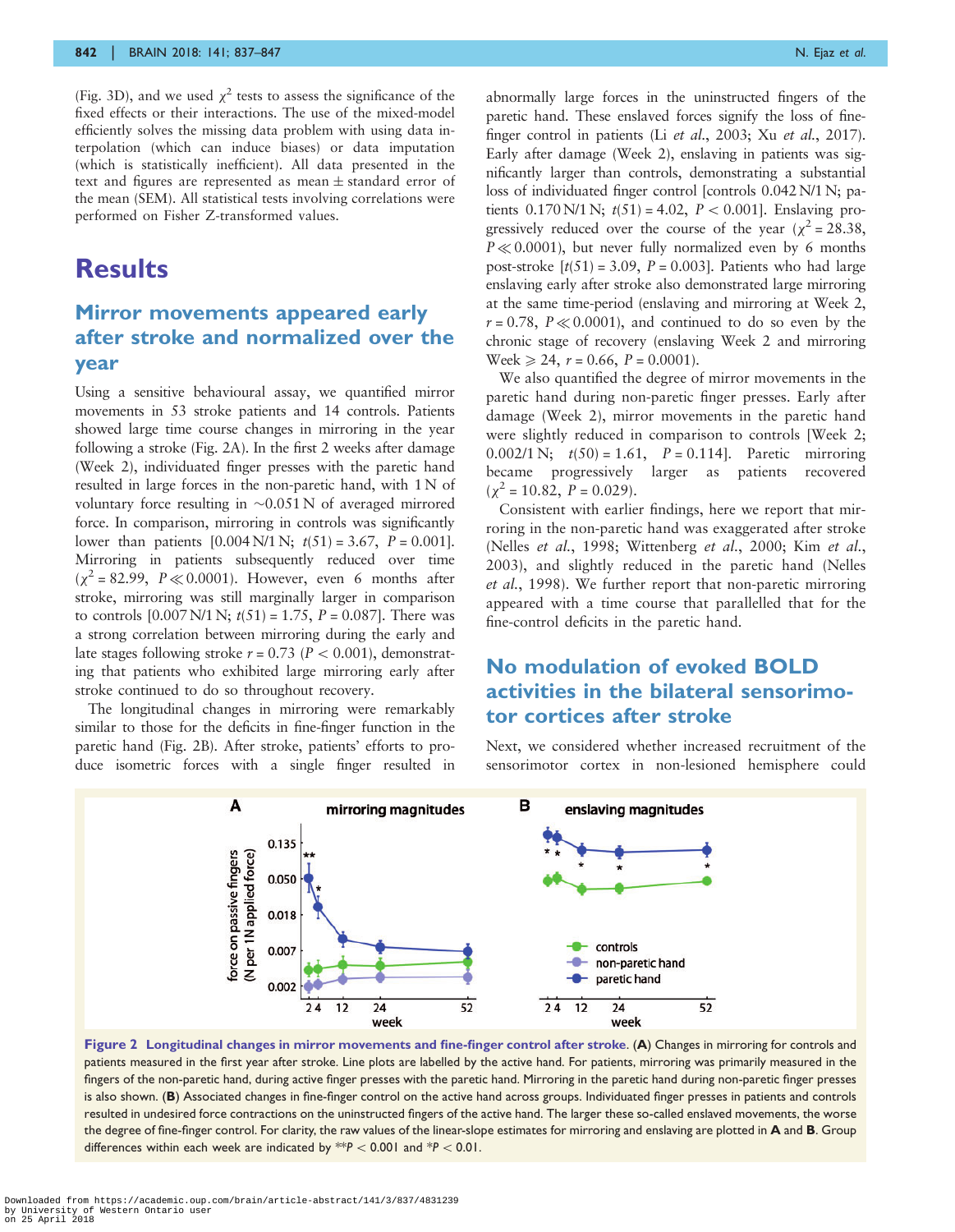(Fig. 3D), and we used $\chi^2$ tests to assess the significance of the fixed effects or their interactions. The use of the mixed-model efficiently solves the missing data problem with using data interpolation (which can induce biases) or data imputation (which is statistically inefficient). All data presented in the text and figures are represented as mean ± standard error of the mean (SEM). All statistical tests involving correlations were performed on Fisher Z-transformed values.

# Results

## Mirror movements appeared early after stroke and normalized over the year

Using a sensitive behavioural assay, we quantified mirror movements in 53 stroke patients and 14 controls. Patients showed large time course changes in mirroring in the year following a stroke (Fig. 2A). In the first 2 weeks after damage (Week 2), individuated finger presses with the paretic hand resulted in large forces in the non-paretic hand, with 1 N of voluntary force resulting in ~0.051 N of averaged mirrored force. In comparison, mirroring in controls was significantly lower than patients [0.004 N/1 N; $t(51) = 3.67$, $P = 0.001$]. Mirroring in patients subsequently reduced over time ($\chi^2 = 82.99$, $P \ll 0.0001$). However, even 6 months after stroke, mirroring was still marginally larger in comparison to controls [0.007 N/1 N; $t(51) = 1.75$, $P = 0.087$]. There was a strong correlation between mirroring during the early and late stages following stroke $r = 0.73$ ($P < 0.001$), demonstrating that patients who exhibited large mirroring early after stroke continued to do so throughout recovery.

The longitudinal changes in mirroring were remarkably similar to those for the deficits in fine-finger function in the paretic hand (Fig. 2B). After stroke, patients' efforts to produce isometric forces with a single finger resulted in abnormally large forces in the uninstructed fingers of the paretic hand. These enslaved forces signify the loss of fine-finger control in patients (Li *et al.*, 2003; Xu *et al.*, 2017). Early after damage (Week 2), enslaving in patients was significantly larger than controls, demonstrating a substantial loss of individuated finger control [controls 0.042 N/1 N; patients 0.170 N/1 N; $t(51) = 4.02$, $P < 0.001$]. Enslaving progressively reduced over the course of the year ($\chi^2 = 28.38$, $P \ll 0.0001$), but never fully normalized even by 6 months post-stroke [$t(51) = 3.09$, $P = 0.003$]. Patients who had large enslaving early after stroke also demonstrated large mirroring at the same time-period (enslaving and mirroring at Week 2, $r = 0.78$, $P \ll 0.0001$), and continued to do so even by the chronic stage of recovery (enslaving Week 2 and mirroring Week ≥ 24, $r = 0.66$, $P = 0.0001$).

We also quantified the degree of mirror movements in the paretic hand during non-paretic finger presses. Early after damage (Week 2), mirror movements in the paretic hand were slightly reduced in comparison to controls [Week 2; 0.002/1 N; $t(50) = 1.61$, $P = 0.114$]. Paretic mirroring became progressively larger as patients recovered ($\chi^2 = 10.82$, $P = 0.029$).

Consistent with earlier findings, here we report that mirroring in the non-paretic hand was exaggerated after stroke (Nelles *et al.*, 1998; Wittenberg *et al.*, 2000; Kim *et al.*, 2003), and slightly reduced in the paretic hand (Nelles *et al.*, 1998). We further report that non-paretic mirroring appeared with a time course that parallelled that for the fine-control deficits in the paretic hand.

## No modulation of evoked BOLD activities in the bilateral sensorimotor cortices after stroke

Next, we considered whether increased recruitment of the sensorimotor cortex in non-lesioned hemisphere could

**Figure 2 Longitudinal changes in mirror movements and fine-finger control after stroke.** (**A**) Changes in mirroring for controls and patients measured in the first year after stroke. Line plots are labelled by the active hand. For patients, mirroring was primarily measured in the fingers of the non-paretic hand, during active finger presses with the paretic hand. Mirroring in the paretic hand during non-paretic finger presses is also shown. (**B**) Associated changes in fine-finger control on the active hand across groups. Individuated finger presses in patients and controls resulted in undesired force contractions on the uninstructed fingers of the active hand. The larger these so-called enslaved movements, the worse the degree of fine-finger control. For clarity, the raw values of the linear-slope estimates for mirroring and enslaving are plotted in **A** and **B**. Group differences within each week are indicated by **$P < 0.001$ and *$P < 0.01$.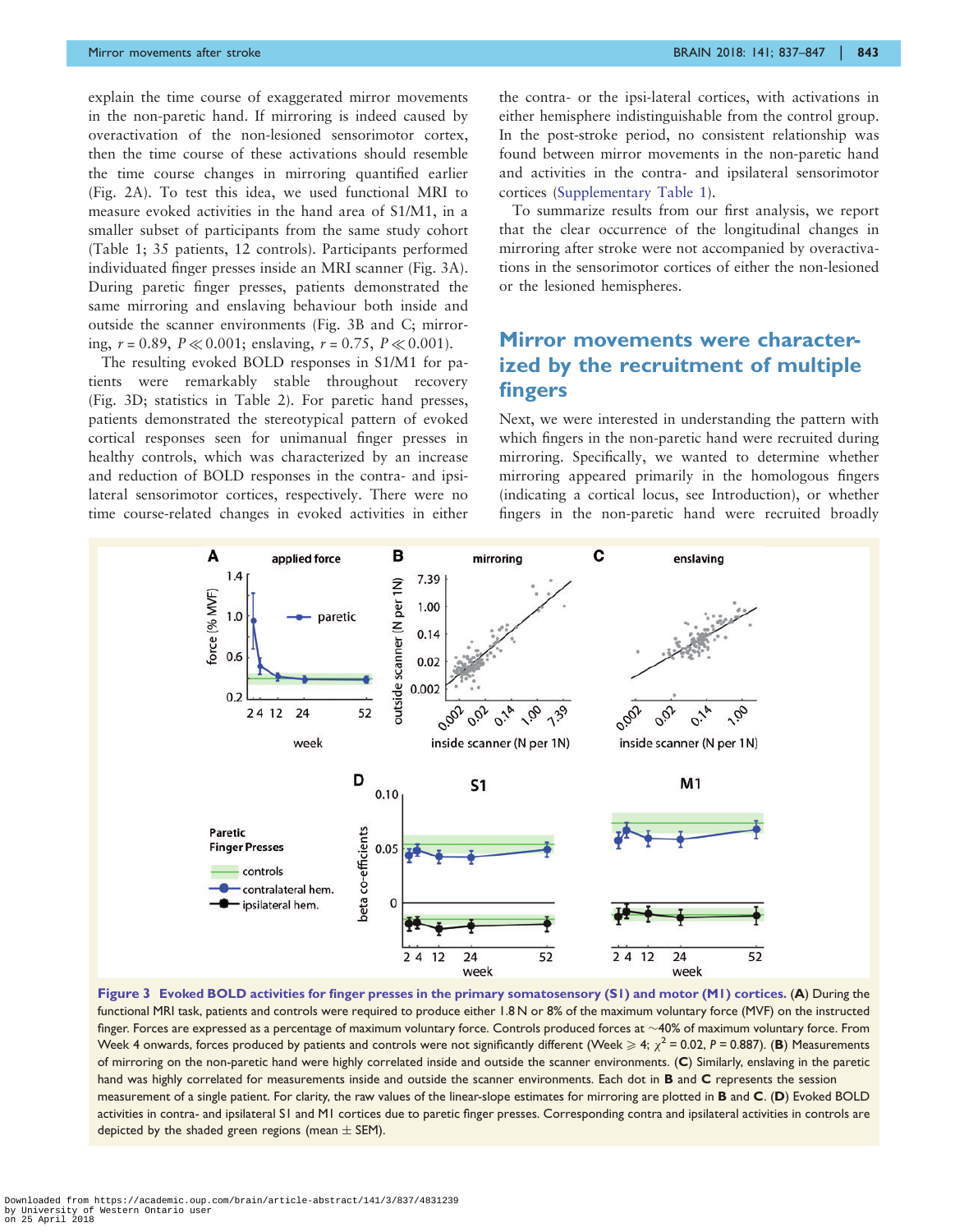explain the time course of exaggerated mirror movements in the non-paretic hand. If mirroring is indeed caused by overactivation of the non-lesioned sensorimotor cortex, then the time course of these activations should resemble the time course changes in mirroring quantified earlier (Fig. 2A). To test this idea, we used functional MRI to measure evoked activities in the hand area of S1/M1, in a smaller subset of participants from the same study cohort (Table 1; 35 patients, 12 controls). Participants performed individuated finger presses inside an MRI scanner (Fig. 3A). During paretic finger presses, patients demonstrated the same mirroring and enslaving behaviour both inside and outside the scanner environments (Fig. 3B and C; mirroring, $r = 0.89$, $P \ll 0.001$; enslaving, $r = 0.75$, $P \ll 0.001$).

The resulting evoked BOLD responses in S1/M1 for patients were remarkably stable throughout recovery (Fig. 3D; statistics in Table 2). For paretic hand presses, patients demonstrated the stereotypical pattern of evoked cortical responses seen for unimanual finger presses in healthy controls, which was characterized by an increase and reduction of BOLD responses in the contra- and ipsilateral sensorimotor cortices, respectively. There were no time course-related changes in evoked activities in either the contra- or the ipsi-lateral cortices, with activations in either hemisphere indistinguishable from the control group. In the post-stroke period, no consistent relationship was found between mirror movements in the non-paretic hand and activities in the contra- and ipsilateral sensorimotor cortices (Supplementary Table 1).

To summarize results from our first analysis, we report that the clear occurrence of the longitudinal changes in mirroring after stroke were not accompanied by overactivations in the sensorimotor cortices of either the non-lesioned or the lesioned hemispheres.

## Mirror movements were characterized by the recruitment of multiple fingers

Next, we were interested in understanding the pattern with which fingers in the non-paretic hand were recruited during mirroring. Specifically, we wanted to determine whether mirroring appeared primarily in the homologous fingers (indicating a cortical locus, see Introduction), or whether fingers in the non-paretic hand were recruited broadly

**Figure 3 Evoked BOLD activities for finger presses in the primary somatosensory (S1) and motor (M1) cortices.** (**A**) During the functional MRI task, patients and controls were required to produce either 1.8 N or 8% of the maximum voluntary force (MVF) on the instructed finger. Forces are expressed as a percentage of maximum voluntary force. Controls produced forces at ~40% of maximum voluntary force. From Week 4 onwards, forces produced by patients and controls were not significantly different (Week ≥ 4; $\chi^2 = 0.02$, $P = 0.887$). (**B**) Measurements of mirroring on the non-paretic hand were highly correlated inside and outside the scanner environments. (**C**) Similarly, enslaving in the paretic hand was highly correlated for measurements inside and outside the scanner environments. Each dot in **B** and **C** represents the session measurement of a single patient. For clarity, the raw values of the linear-slope estimates for mirroring are plotted in **B** and **C**. (**D**) Evoked BOLD activities in contra- and ipsilateral S1 and M1 cortices due to paretic finger presses. Corresponding contra and ipsilateral activities in controls are depicted by the shaded green regions (mean ± SEM).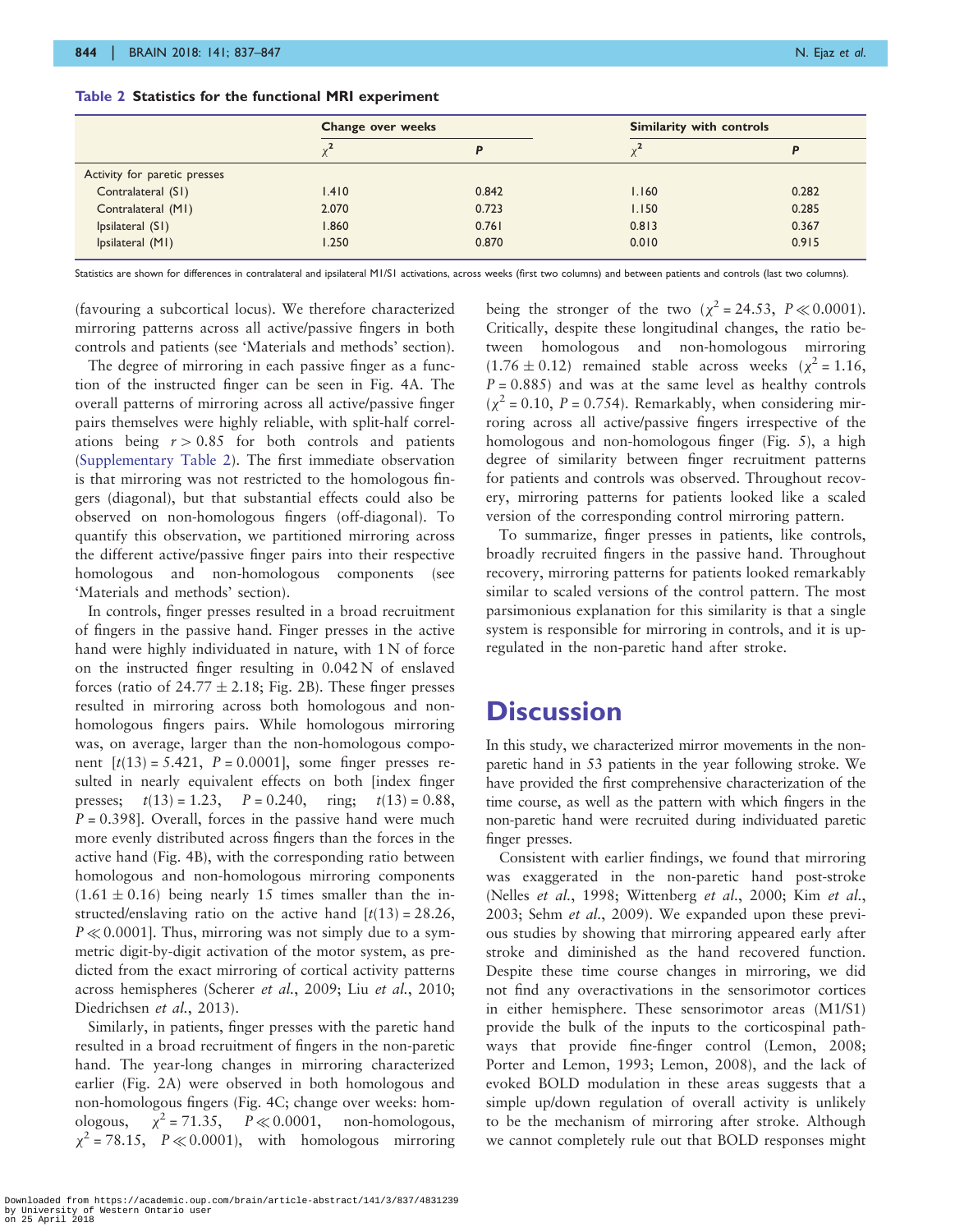**Table 2 Statistics for the functional MRI experiment**

| | Change over weeks | | Similarity with controls | |
|---|---|---|---|---|
| | $\chi^2$ | *P* | $\chi^2$ | *P* |
| Activity for paretic presses | | | | |
| Contralateral (S1) | 1.410 | 0.842 | 1.160 | 0.282 |
| Contralateral (M1) | 2.070 | 0.723 | 1.150 | 0.285 |
| Ipsilateral (S1) | 1.860 | 0.761 | 0.813 | 0.367 |
| Ipsilateral (M1) | 1.250 | 0.870 | 0.010 | 0.915 |

Statistics are shown for differences in contralateral and ipsilateral M1/S1 activations, across weeks (first two columns) and between patients and controls (last two columns).

(favouring a subcortical locus). We therefore characterized mirroring patterns across all active/passive fingers in both controls and patients (see 'Materials and methods' section).

The degree of mirroring in each passive finger as a function of the instructed finger can be seen in Fig. 4A. The overall patterns of mirroring across all active/passive finger pairs themselves were highly reliable, with split-half correlations being $r > 0.85$ for both controls and patients (Supplementary Table 2). The first immediate observation is that mirroring was not restricted to the homologous fingers (diagonal), but that substantial effects could also be observed on non-homologous fingers (off-diagonal). To quantify this observation, we partitioned mirroring across the different active/passive finger pairs into their respective homologous and non-homologous components (see 'Materials and methods' section).

In controls, finger presses resulted in a broad recruitment of fingers in the passive hand. Finger presses in the active hand were highly individuated in nature, with 1 N of force on the instructed finger resulting in 0.042 N of enslaved forces (ratio of $24.77 \pm 2.18$; Fig. 2B). These finger presses resulted in mirroring across both homologous and non-homologous fingers pairs. While homologous mirroring was, on average, larger than the non-homologous component [$t(13) = 5.421$, $P = 0.0001$], some finger presses resulted in nearly equivalent effects on both [index finger presses; $t(13) = 1.23$, $P = 0.240$, ring; $t(13) = 0.88$, $P = 0.398$]. Overall, forces in the passive hand were much more evenly distributed across fingers than the forces in the active hand (Fig. 4B), with the corresponding ratio between homologous and non-homologous mirroring components ($1.61 \pm 0.16$) being nearly 15 times smaller than the instructed/enslaving ratio on the active hand [$t(13) = 28.26$, $P \ll 0.0001$]. Thus, mirroring was not simply due to a symmetric digit-by-digit activation of the motor system, as predicted from the exact mirroring of cortical activity patterns across hemispheres (Scherer *et al.*, 2009; Liu *et al.*, 2010; Diedrichsen *et al.*, 2013).

Similarly, in patients, finger presses with the paretic hand resulted in a broad recruitment of fingers in the non-paretic hand. The year-long changes in mirroring characterized earlier (Fig. 2A) were observed in both homologous and non-homologous fingers (Fig. 4C; change over weeks: homologous, $\chi^2 = 71.35$, $P \ll 0.0001$, non-homologous, $\chi^2 = 78.15$, $P \ll 0.0001$), with homologous mirroring being the stronger of the two ($\chi^2 = 24.53$, $P \ll 0.0001$). Critically, despite these longitudinal changes, the ratio between homologous and non-homologous mirroring ($1.76 \pm 0.12$) remained stable across weeks ($\chi^2 = 1.16$, $P = 0.885$) and was at the same level as healthy controls ($\chi^2 = 0.10$, $P = 0.754$). Remarkably, when considering mirroring across all active/passive fingers irrespective of the homologous and non-homologous finger (Fig. 5), a high degree of similarity between finger recruitment patterns for patients and controls was observed. Throughout recovery, mirroring patterns for patients looked like a scaled version of the corresponding control mirroring pattern.

To summarize, finger presses in patients, like controls, broadly recruited fingers in the passive hand. Throughout recovery, mirroring patterns for patients looked remarkably similar to scaled versions of the control pattern. The most parsimonious explanation for this similarity is that a single system is responsible for mirroring in controls, and it is upregulated in the non-paretic hand after stroke.

# Discussion

In this study, we characterized mirror movements in the non-paretic hand in 53 patients in the year following stroke. We have provided the first comprehensive characterization of the time course, as well as the pattern with which fingers in the non-paretic hand were recruited during individuated paretic finger presses.

Consistent with earlier findings, we found that mirroring was exaggerated in the non-paretic hand post-stroke (Nelles *et al.*, 1998; Wittenberg *et al.*, 2000; Kim *et al.*, 2003; Sehm *et al.*, 2009). We expanded upon these previous studies by showing that mirroring appeared early after stroke and diminished as the hand recovered function. Despite these time course changes in mirroring, we did not find any overactivations in the sensorimotor cortices in either hemisphere. These sensorimotor areas (M1/S1) provide the bulk of the inputs to the corticospinal pathways that provide fine-finger control (Lemon, 2008; Porter and Lemon, 1993; Lemon, 2008), and the lack of evoked BOLD modulation in these areas suggests that a simple up/down regulation of overall activity is unlikely to be the mechanism of mirroring after stroke. Although we cannot completely rule out that BOLD responses might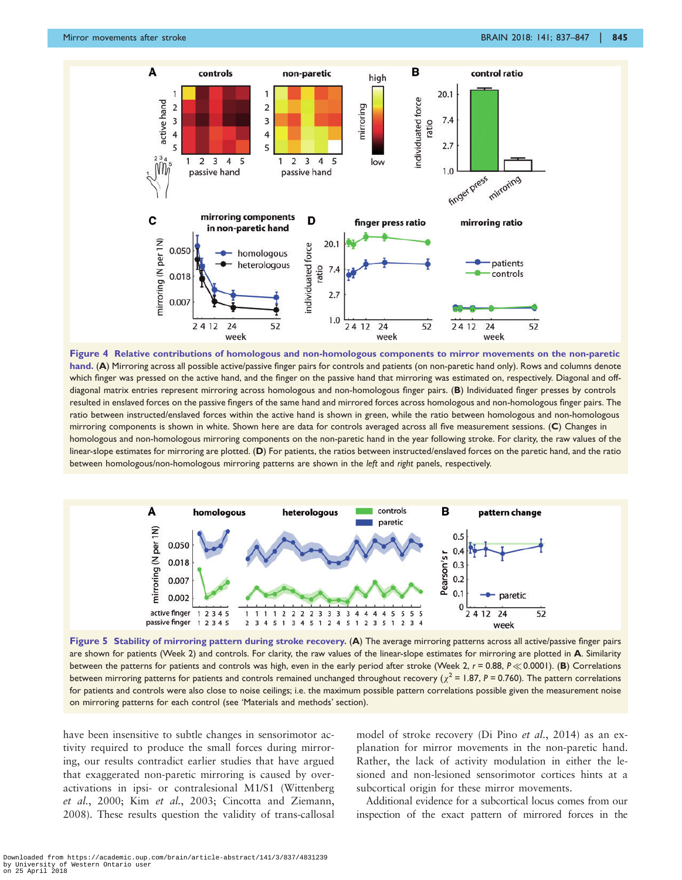**Figure 4 Relative contributions of homologous and non-homologous components to mirror movements on the non-paretic hand.** (**A**) Mirroring across all possible active/passive finger pairs for controls and patients (on non-paretic hand only). Rows and columns denote which finger was pressed on the active hand, and the finger on the passive hand that mirroring was estimated on, respectively. Diagonal and off-diagonal matrix entries represent mirroring across homologous and non-homologous finger pairs. (**B**) Individuated finger presses by controls resulted in enslaved forces on the passive fingers of the same hand and mirrored forces across homologous and non-homologous finger pairs. The ratio between instructed/enslaved forces within the active hand is shown in green, while the ratio between homologous and non-homologous mirroring components is shown in white. Shown here are data for controls averaged across all five measurement sessions. (**C**) Changes in homologous and non-homologous mirroring components on the non-paretic hand in the year following stroke. For clarity, the raw values of the linear-slope estimates for mirroring are plotted. (**D**) For patients, the ratios between instructed/enslaved forces on the paretic hand, and the ratio between homologous/non-homologous mirroring patterns are shown in the *left* and *right* panels, respectively.

**Figure 5 Stability of mirroring pattern during stroke recovery.** (**A**) The average mirroring patterns across all active/passive finger pairs are shown for patients (Week 2) and controls. For clarity, the raw values of the linear-slope estimates for mirroring are plotted in **A**. Similarity between the patterns for patients and controls was high, even in the early period after stroke (Week 2, $r = 0.88$, $P \ll 0.0001$). (**B**) Correlations between mirroring patterns for patients and controls remained unchanged throughout recovery ($\chi^2 = 1.87$, $P = 0.760$). The pattern correlations for patients and controls were also close to noise ceilings; i.e. the maximum possible pattern correlations possible given the measurement noise on mirroring patterns for each control (see 'Materials and methods' section).

have been insensitive to subtle changes in sensorimotor activity required to produce the small forces during mirroring, our results contradict earlier studies that have argued that exaggerated non-paretic mirroring is caused by over-activations in ipsi- or contralesional M1/S1 (Wittenberg *et al.*, 2000; Kim *et al.*, 2003; Cincotta and Ziemann, 2008). These results question the validity of trans-callosal model of stroke recovery (Di Pino *et al.*, 2014) as an explanation for mirror movements in the non-paretic hand. Rather, the lack of activity modulation in either the lesioned and non-lesioned sensorimotor cortices hints at a subcortical origin for these mirror movements.

Additional evidence for a subcortical locus comes from our inspection of the exact pattern of mirrored forces in the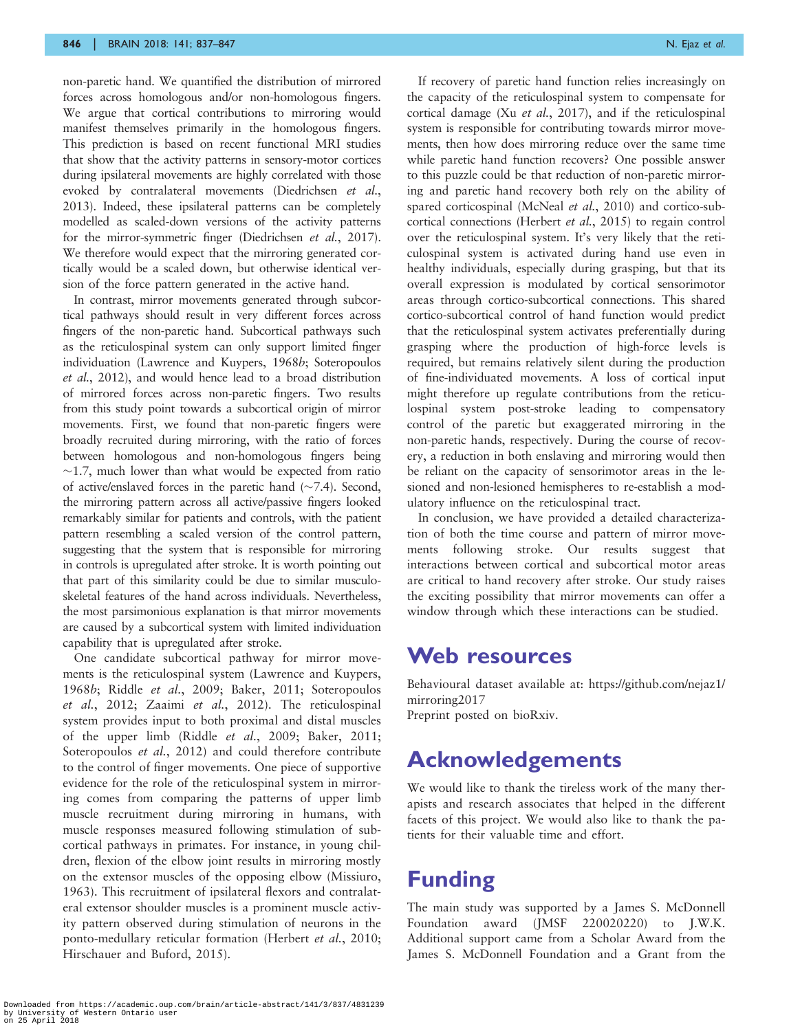non-paretic hand. We quantified the distribution of mirrored forces across homologous and/or non-homologous fingers. We argue that cortical contributions to mirroring would manifest themselves primarily in the homologous fingers. This prediction is based on recent functional MRI studies that show that the activity patterns in sensory-motor cortices during ipsilateral movements are highly correlated with those evoked by contralateral movements (Diedrichsen *et al.*, 2013). Indeed, these ipsilateral patterns can be completely modelled as scaled-down versions of the activity patterns for the mirror-symmetric finger (Diedrichsen *et al.*, 2017). We therefore would expect that the mirroring generated cortically would be a scaled down, but otherwise identical version of the force pattern generated in the active hand.

In contrast, mirror movements generated through subcortical pathways should result in very different forces across fingers of the non-paretic hand. Subcortical pathways such as the reticulospinal system can only support limited finger individuation (Lawrence and Kuypers, 1968*b*; Soteropoulos *et al.*, 2012), and would hence lead to a broad distribution of mirrored forces across non-paretic fingers. Two results from this study point towards a subcortical origin of mirror movements. First, we found that non-paretic fingers were broadly recruited during mirroring, with the ratio of forces between homologous and non-homologous fingers being ~1.7, much lower than what would be expected from ratio of active/enslaved forces in the paretic hand (~7.4). Second, the mirroring pattern across all active/passive fingers looked remarkably similar for patients and controls, with the patient pattern resembling a scaled version of the control pattern, suggesting that the system that is responsible for mirroring in controls is upregulated after stroke. It is worth pointing out that part of this similarity could be due to similar musculoskeletal features of the hand across individuals. Nevertheless, the most parsimonious explanation is that mirror movements are caused by a subcortical system with limited individuation capability that is upregulated after stroke.

One candidate subcortical pathway for mirror movements is the reticulospinal system (Lawrence and Kuypers, 1968*b*; Riddle *et al.*, 2009; Baker, 2011; Soteropoulos *et al.*, 2012; Zaaimi *et al.*, 2012). The reticulospinal system provides input to both proximal and distal muscles of the upper limb (Riddle *et al.*, 2009; Baker, 2011; Soteropoulos *et al.*, 2012) and could therefore contribute to the control of finger movements. One piece of supportive evidence for the role of the reticulospinal system in mirroring comes from comparing the patterns of upper limb muscle recruitment during mirroring in humans, with muscle responses measured following stimulation of subcortical pathways in primates. For instance, in young children, flexion of the elbow joint results in mirroring mostly on the extensor muscles of the opposing elbow (Missiuro, 1963). This recruitment of ipsilateral flexors and contralateral extensor shoulder muscles is a prominent muscle activity pattern observed during stimulation of neurons in the ponto-medullary reticular formation (Herbert *et al.*, 2010; Hirschauer and Buford, 2015).

If recovery of paretic hand function relies increasingly on the capacity of the reticulospinal system to compensate for cortical damage (Xu *et al.*, 2017), and if the reticulospinal system is responsible for contributing towards mirror movements, then how does mirroring reduce over the same time while paretic hand function recovers? One possible answer to this puzzle could be that reduction of non-paretic mirroring and paretic hand recovery both rely on the ability of spared corticospinal (McNeal *et al.*, 2010) and cortico-subcortical connections (Herbert *et al.*, 2015) to regain control over the reticulospinal system. It's very likely that the reticulospinal system is activated during hand use even in healthy individuals, especially during grasping, but that its overall expression is modulated by cortical sensorimotor areas through cortico-subcortical connections. This shared cortico-subcortical control of hand function would predict that the reticulospinal system activates preferentially during grasping where the production of high-force levels is required, but remains relatively silent during the production of fine-individuated movements. A loss of cortical input might therefore up regulate contributions from the reticulospinal system post-stroke leading to compensatory control of the paretic but exaggerated mirroring in the non-paretic hands, respectively. During the course of recovery, a reduction in both enslaving and mirroring would then be reliant on the capacity of sensorimotor areas in the lesioned and non-lesioned hemispheres to re-establish a modulatory influence on the reticulospinal tract.

In conclusion, we have provided a detailed characterization of both the time course and pattern of mirror movements following stroke. Our results suggest that interactions between cortical and subcortical motor areas are critical to hand recovery after stroke. Our study raises the exciting possibility that mirror movements can offer a window through which these interactions can be studied.

# Web resources

Behavioural dataset available at: https://github.com/nejaz1/mirroring2017
Preprint posted on bioRxiv.

# Acknowledgements

We would like to thank the tireless work of the many therapists and research associates that helped in the different facets of this project. We would also like to thank the patients for their valuable time and effort.

# Funding

The main study was supported by a James S. McDonnell Foundation award (JMSF 220020220) to J.W.K. Additional support came from a Scholar Award from the James S. McDonnell Foundation and a Grant from the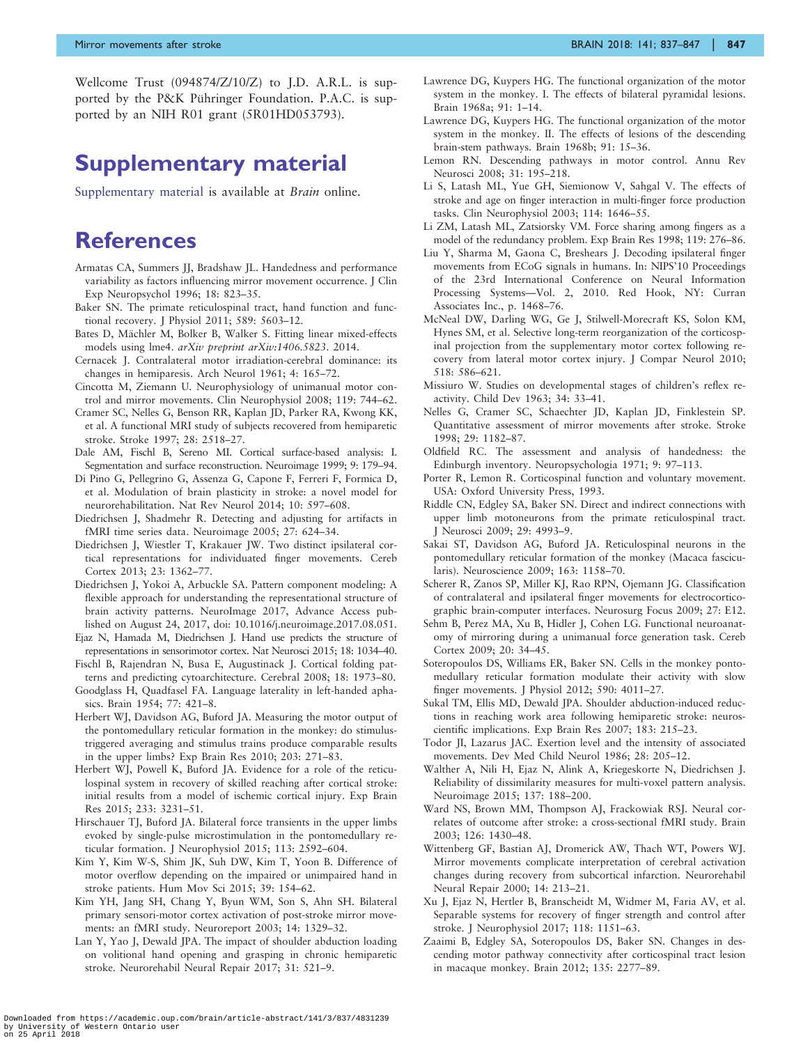Wellcome Trust (094874/Z/10/Z) to J.D. A.R.L. is supported by the P&K Pühringer Foundation. P.A.C. is supported by an NIH R01 grant (5R01HD053793).

# Supplementary material

Supplementary material is available at *Brain* online.

# References

Armatas CA, Summers JJ, Bradshaw JL. Handedness and performance variability as factors influencing mirror movement occurrence. J Clin Exp Neuropsychol 1996; 18: 823–35.

Baker SN. The primate reticulospinal tract, hand function and functional recovery. J Physiol 2011; 589: 5603–12.

Bates D, Mächler M, Bolker B, Walker S. Fitting linear mixed-effects models using lme4. *arXiv preprint arXiv:1406.5823*. 2014.

Cernacek J. Contralateral motor irradiation-cerebral dominance: its changes in hemiparesis. Arch Neurol 1961; 4: 165–72.

Cincotta M, Ziemann U. Neurophysiology of unimanual motor control and mirror movements. Clin Neurophysiol 2008; 119: 744–62.

Cramer SC, Nelles G, Benson RR, Kaplan JD, Parker RA, Kwong KK, et al. A functional MRI study of subjects recovered from hemiparetic stroke. Stroke 1997; 28: 2518–27.

Dale AM, Fischl B, Sereno MI. Cortical surface-based analysis: I. Segmentation and surface reconstruction. Neuroimage 1999; 9: 179–94.

Di Pino G, Pellegrino G, Assenza G, Capone F, Ferreri F, Formica D, et al. Modulation of brain plasticity in stroke: a novel model for neurorehabilitation. Nat Rev Neurol 2014; 10: 597–608.

Diedrichsen J, Shadmehr R. Detecting and adjusting for artifacts in fMRI time series data. Neuroimage 2005; 27: 624–34.

Diedrichsen J, Wiestler T, Krakauer JW. Two distinct ipsilateral cortical representations for individuated finger movements. Cereb Cortex 2013; 23: 1362–77.

Diedrichsen J, Yokoi A, Arbuckle SA. Pattern component modeling: A flexible approach for understanding the representational structure of brain activity patterns. NeuroImage 2017, Advance Access published on August 24, 2017, doi: 10.1016/j.neuroimage.2017.08.051.

Ejaz N, Hamada M, Diedrichsen J. Hand use predicts the structure of representations in sensorimotor cortex. Nat Neurosci 2015; 18: 1034–40.

Fischl B, Rajendran N, Busa E, Augustinack J. Cortical folding patterns and predicting cytoarchitecture. Cerebral 2008; 18: 1973–80.

Goodglass H, Quadfasel FA. Language laterality in left-handed aphasics. Brain 1954; 77: 421–8.

Herbert WJ, Davidson AG, Buford JA. Measuring the motor output of the pontomedullary reticular formation in the monkey: do stimulus-triggered averaging and stimulus trains produce comparable results in the upper limbs? Exp Brain Res 2010; 203: 271–83.

Herbert WJ, Powell K, Buford JA. Evidence for a role of the reticulospinal system in recovery of skilled reaching after cortical stroke: initial results from a model of ischemic cortical injury. Exp Brain Res 2015; 233: 3231–51.

Hirschauer TJ, Buford JA. Bilateral force transients in the upper limbs evoked by single-pulse microstimulation in the pontomedullary reticular formation. J Neurophysiol 2015; 113: 2592–604.

Kim Y, Kim W-S, Shim JK, Suh DW, Kim T, Yoon B. Difference of motor overflow depending on the impaired or unimpaired hand in stroke patients. Hum Mov Sci 2015; 39: 154–62.

Kim YH, Jang SH, Chang Y, Byun WM, Son S, Ahn SH. Bilateral primary sensori-motor cortex activation of post-stroke mirror movements: an fMRI study. Neuroreport 2003; 14: 1329–32.

Lan Y, Yao J, Dewald JPA. The impact of shoulder abduction loading on volitional hand opening and grasping in chronic hemiparetic stroke. Neurorehabil Neural Repair 2017; 31: 521–9.

Lawrence DG, Kuypers HG. The functional organization of the motor system in the monkey. I. The effects of bilateral pyramidal lesions. Brain 1968a; 91: 1–14.

Lawrence DG, Kuypers HG. The functional organization of the motor system in the monkey. II. The effects of lesions of the descending brain-stem pathways. Brain 1968b; 91: 15–36.

Lemon RN. Descending pathways in motor control. Annu Rev Neurosci 2008; 31: 195–218.

Li S, Latash ML, Yue GH, Siemionow V, Sahgal V. The effects of stroke and age on finger interaction in multi-finger force production tasks. Clin Neurophysiol 2003; 114: 1646–55.

Li ZM, Latash ML, Zatsiorsky VM. Force sharing among fingers as a model of the redundancy problem. Exp Brain Res 1998; 119: 276–86.

Liu Y, Sharma M, Gaona C, Breshears J. Decoding ipsilateral finger movements from ECoG signals in humans. In: NIPS'10 Proceedings of the 23rd International Conference on Neural Information Processing Systems—Vol. 2, 2010. Red Hook, NY: Curran Associates Inc., p. 1468–76.

McNeal DW, Darling WG, Ge J, Stilwell-Morecraft KS, Solon KM, Hynes SM, et al. Selective long-term reorganization of the corticospinal projection from the supplementary motor cortex following recovery from lateral motor cortex injury. J Compar Neurol 2010; 518: 586–621.

Missiuro W. Studies on developmental stages of children's reflex reactivity. Child Dev 1963; 34: 33–41.

Nelles G, Cramer SC, Schaechter JD, Kaplan JD, Finklestein SP. Quantitative assessment of mirror movements after stroke. Stroke 1998; 29: 1182–87.

Oldfield RC. The assessment and analysis of handedness: the Edinburgh inventory. Neuropsychologia 1971; 9: 97–113.

Porter R, Lemon R. Corticospinal function and voluntary movement. USA: Oxford University Press, 1993.

Riddle CN, Edgley SA, Baker SN. Direct and indirect connections with upper limb motoneurons from the primate reticulospinal tract. J Neurosci 2009; 29: 4993–9.

Sakai ST, Davidson AG, Buford JA. Reticulospinal neurons in the pontomedullary reticular formation of the monkey (Macaca fascicularis). Neuroscience 2009; 163: 1158–70.

Scherer R, Zanos SP, Miller KJ, Rao RPN, Ojemann JG. Classification of contralateral and ipsilateral finger movements for electrocorticographic brain-computer interfaces. Neurosurg Focus 2009; 27: E12.

Sehm B, Perez MA, Xu B, Hidler J, Cohen LG. Functional neuroanatomy of mirroring during a unimanual force generation task. Cereb Cortex 2009; 20: 34–45.

Soteropoulos DS, Williams ER, Baker SN. Cells in the monkey pontomedullary reticular formation modulate their activity with slow finger movements. J Physiol 2012; 590: 4011–27.

Sukal TM, Ellis MD, Dewald JPA. Shoulder abduction-induced reductions in reaching work area following hemiparetic stroke: neuroscientific implications. Exp Brain Res 2007; 183: 215–23.

Todor JI, Lazarus JAC. Exertion level and the intensity of associated movements. Dev Med Child Neurol 1986; 28: 205–12.

Walther A, Nili H, Ejaz N, Alink A, Kriegeskorte N, Diedrichsen J. Reliability of dissimilarity measures for multi-voxel pattern analysis. Neuroimage 2015; 137: 188–200.

Ward NS, Brown MM, Thompson AJ, Frackowiak RSJ. Neural correlates of outcome after stroke: a cross-sectional fMRI study. Brain 2003; 126: 1430–48.

Wittenberg GF, Bastian AJ, Dromerick AW, Thach WT, Powers WJ. Mirror movements complicate interpretation of cerebral activation changes during recovery from subcortical infarction. Neurorehabil Neural Repair 2000; 14: 213–21.

Xu J, Ejaz N, Hertler B, Branscheidt M, Widmer M, Faria AV, et al. Separable systems for recovery of finger strength and control after stroke. J Neurophysiol 2017; 118: 1151–63.

Zaaimi B, Edgley SA, Soteropoulos DS, Baker SN. Changes in descending motor pathway connectivity after corticospinal tract lesion in macaque monkey. Brain 2012; 135: 2277–89.